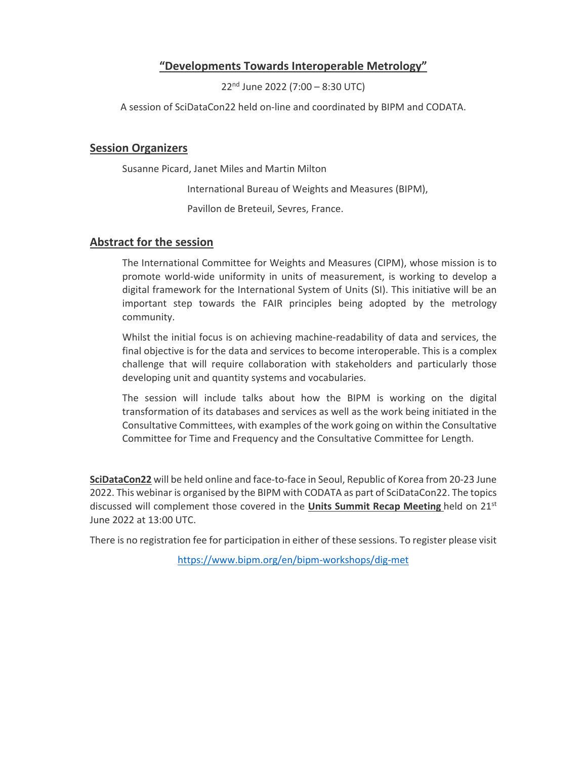# "Developments Towards Interoperable Metrology"

22nd June 2022 (7:00 – 8:30 UTC)

A session of SciDataCon22 held on-line and coordinated by BIPM and CODATA.

## Session Organizers

Susanne Picard, Janet Miles and Martin Milton

International Bureau of Weights and Measures (BIPM),

Pavillon de Breteuil, Sevres, France.

## Abstract for the session

The International Committee for Weights and Measures (CIPM), whose mission is to promote world-wide uniformity in units of measurement, is working to develop a digital framework for the International System of Units (SI). This initiative will be an important step towards the FAIR principles being adopted by the metrology community.

Whilst the initial focus is on achieving machine-readability of data and services, the final objective is for the data and services to become interoperable. This is a complex challenge that will require collaboration with stakeholders and particularly those developing unit and quantity systems and vocabularies.

The session will include talks about how the BIPM is working on the digital transformation of its databases and services as well as the work being initiated in the Consultative Committees, with examples of the work going on within the Consultative Committee for Time and Frequency and the Consultative Committee for Length.

**SciDataCon22** will be held online and face-to-face in Seoul, Republic of Korea from 20-23 June 2022. This webinar is organised by the BIPM with CODATA as part of SciDataCon22. The topics discussed will complement those covered in the **Units Summit Recap Meeting** held on 21st June 2022 at 13:00 UTC.

There is no registration fee for participation in either of these sessions. To register please visit

https://www.bipm.org/en/bipm-workshops/dig-met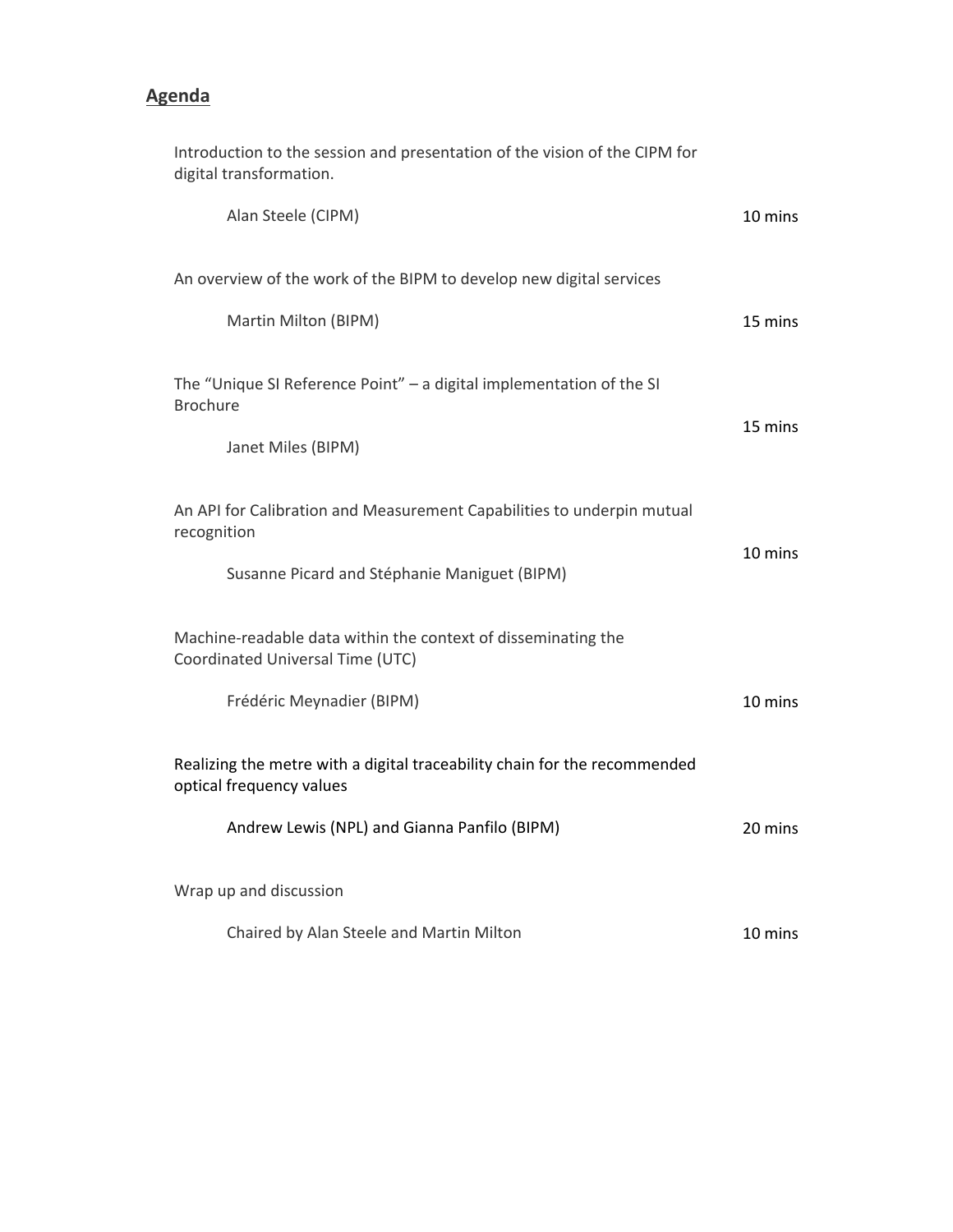## Agenda

Introduction to the session and presentation of the vision of the CIPM for digital transformation.

Alan Steele (CIPM) — 10 mins

An overview of the work of the BIPM to develop new digital services

Martin Milton (BIPM) — 15 mins

The "Unique SI Reference Point" – a digital implementation of the SI Brochure

Janet Miles (BIPM) — 15 mins

An API for Calibration and Measurement Capabilities to underpin mutual recognition

Susanne Picard and Stéphanie Maniguet (BIPM) — 10 mins

Machine-readable data within the context of disseminating the Coordinated Universal Time (UTC)

Frédéric Meynadier (BIPM) — 10 mins

Realizing the metre with a digital traceability chain for the recommended optical frequency values

Andrew Lewis (NPL) and Gianna Panfilo (BIPM) — 20 mins

Wrap up and discussion

Chaired by Alan Steele and Martin Milton — 10 mins